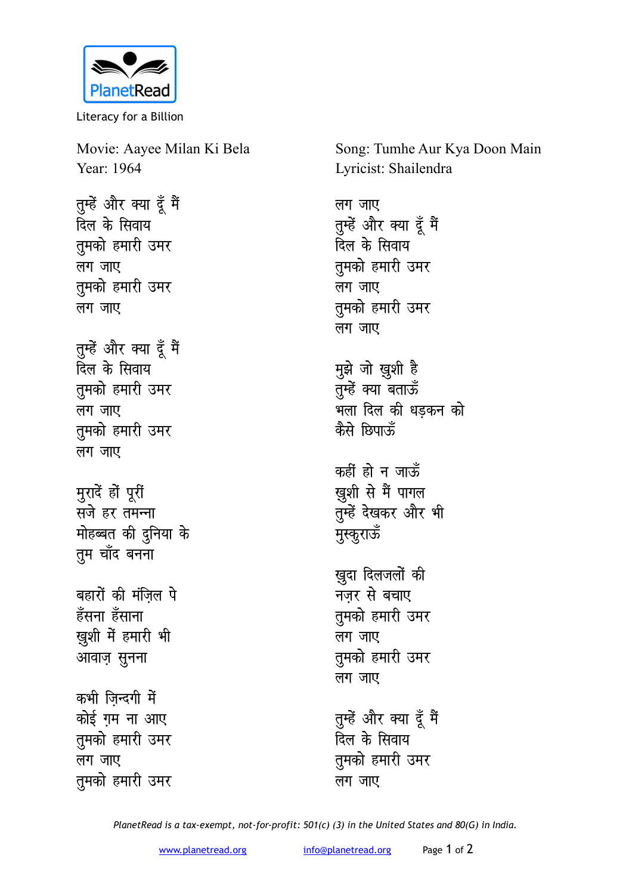PlanetRead

Literacy for a Billion

Movie: Aayee Milan Ki Bela
Year: 1964

Song: Tumhe Aur Kya Doon Main
Lyricist: Shailendra

तुम्हें और क्या दूँ मैं
दिल के सिवाय
तुमको हमारी उमर
लग जाए
तुमको हमारी उमर
लग जाए

तुम्हें और क्या दूँ मैं
दिल के सिवाय
तुमको हमारी उमर
लग जाए
तुमको हमारी उमर
लग जाए

मुरादें हों पूरीं
सजे हर तमन्ना
मोहब्बत की दुनिया के
तुम चाँद बनना

बहारों की मंज़िल पे
हँसना हँसाना
खुशी में हमारी भी
आवाज़ सुनना

कभी ज़िन्दगी में
कोई ग़म ना आए
तुमको हमारी उमर
लग जाए
तुमको हमारी उमर
लग जाए

तुम्हें और क्या दूँ मैं
दिल के सिवाय
तुमको हमारी उमर
लग जाए
तुमको हमारी उमर
लग जाए

मुझे जो खुशी है
तुम्हें क्या बताऊँ
भला दिल की धड़कन को
कैसे छिपाऊँ

कहीं हो न जाऊँ
खुशी से मैं पागल
तुम्हें देखकर और भी
मुस्कुराऊँ

खुदा दिलजलों की
नज़र से बचाए
तुमको हमारी उमर
लग जाए
तुमको हमारी उमर
लग जाए

तुम्हें और क्या दूँ मैं
दिल के सिवाय
तुमको हमारी उमर
लग जाए

*PlanetRead is a tax-exempt, not-for-profit: 501(c) (3) in the United States and 80(G) in India.*

www.planetread.org info@planetread.org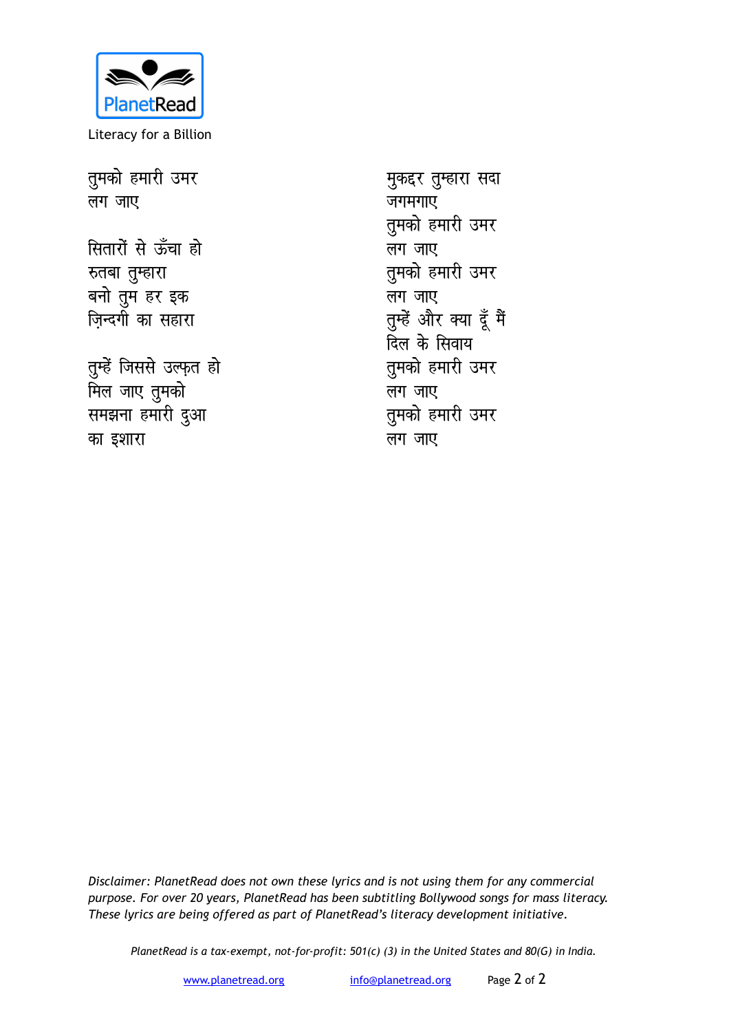तुमको हमारी उमर
लग जाए

सितारों से ऊँचा हो
रुतबा तुम्हारा
बनो तुम हर इक
ज़िन्दगी का सहारा

तुम्हें जिससे उल्फ़त हो
मिल जाए तुमको
समझना हमारी दुआ
का इशारा

मुकद्दर तुम्हारा सदा
जगमगाए
तुमको हमारी उमर
लग जाए
तुमको हमारी उमर
लग जाए
तुम्हें और क्या दूँ मैं
दिल के सिवाय
तुमको हमारी उमर
लग जाए
तुमको हमारी उमर
लग जाए

*Disclaimer: PlanetRead does not own these lyrics and is not using them for any commercial purpose. For over 20 years, PlanetRead has been subtitling Bollywood songs for mass literacy. These lyrics are being offered as part of PlanetRead's literacy development initiative.*

*PlanetRead is a tax-exempt, not-for-profit: 501(c) (3) in the United States and 80(G) in India.*

www.planetread.org info@planetread.org